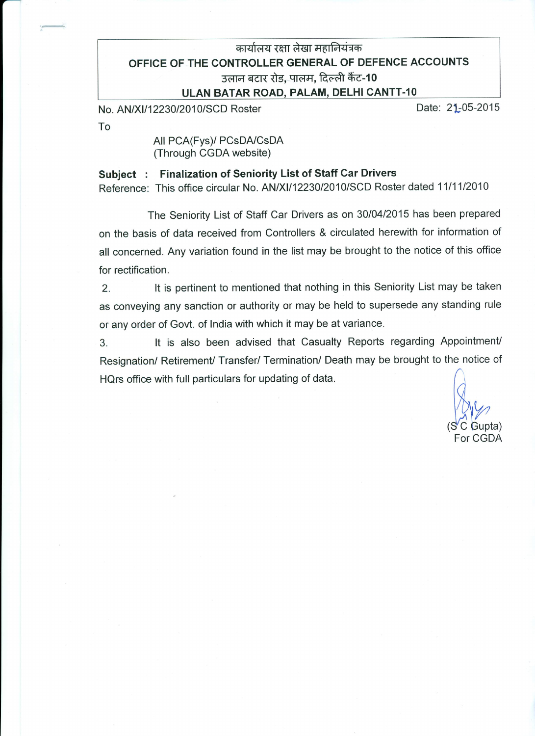कार्यालय रक्षा लेखा महानियंत्रक

**OFFICE OF THE CONTROLLER GENERAL OF DEFENCE ACCOUNTS**

उलान बटार रोड, पालम, दिल्ली कैंट-**10**

**ULAN BATAR ROAD, PALAM, DELHI CANTT-10**

No. AN/XI/12230/2010/SCD Roster

Date: 21-05-2015

To

All PCA(Fys)/ PCsDA/CsDA
(Through CGDA website)

**Subject : Finalization of Seniority List of Staff Car Drivers**

Reference: This office circular No. AN/XI/12230/2010/SCD Roster dated 11/11/2010

The Seniority List of Staff Car Drivers as on 30/04/2015 has been prepared on the basis of data received from Controllers & circulated herewith for information of all concerned. Any variation found in the list may be brought to the notice of this office for rectification.

2. It is pertinent to mentioned that nothing in this Seniority List may be taken as conveying any sanction or authority or may be held to supersede any standing rule or any order of Govt. of India with which it may be at variance.

3. It is also been advised that Casualty Reports regarding Appointment/ Resignation/ Retirement/ Transfer/ Termination/ Death may be brought to the notice of HQrs office with full particulars for updating of data.

(S C Gupta)
For CGDA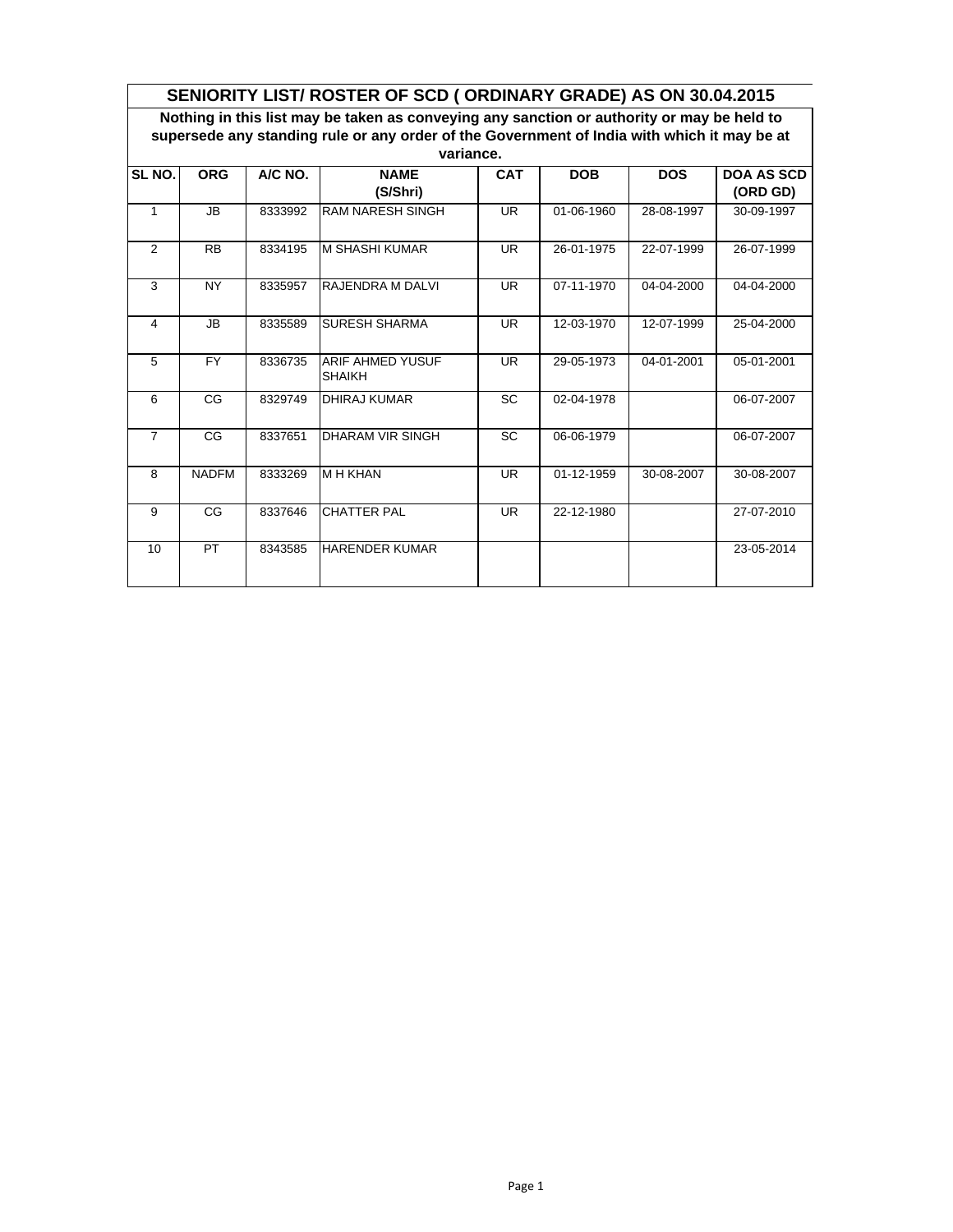# SENIORITY LIST/ ROSTER OF SCD ( ORDINARY GRADE) AS ON 30.04.2015

**Nothing in this list may be taken as conveying any sanction or authority or may be held to supersede any standing rule or any order of the Government of India with which it may be at variance.**

| SL NO. | ORG | A/C NO. | NAME (S/Shri) | CAT | DOB | DOS | DOA AS SCD (ORD GD) |
|---|---|---|---|---|---|---|---|
| 1 | JB | 8333992 | RAM NARESH SINGH | UR | 01-06-1960 | 28-08-1997 | 30-09-1997 |
| 2 | RB | 8334195 | M SHASHI KUMAR | UR | 26-01-1975 | 22-07-1999 | 26-07-1999 |
| 3 | NY | 8335957 | RAJENDRA M DALVI | UR | 07-11-1970 | 04-04-2000 | 04-04-2000 |
| 4 | JB | 8335589 | SURESH SHARMA | UR | 12-03-1970 | 12-07-1999 | 25-04-2000 |
| 5 | FY | 8336735 | ARIF AHMED YUSUF SHAIKH | UR | 29-05-1973 | 04-01-2001 | 05-01-2001 |
| 6 | CG | 8329749 | DHIRAJ KUMAR | SC | 02-04-1978 | | 06-07-2007 |
| 7 | CG | 8337651 | DHARAM VIR SINGH | SC | 06-06-1979 | | 06-07-2007 |
| 8 | NADFM | 8333269 | M H KHAN | UR | 01-12-1959 | 30-08-2007 | 30-08-2007 |
| 9 | CG | 8337646 | CHATTER PAL | UR | 22-12-1980 | | 27-07-2010 |
| 10 | PT | 8343585 | HARENDER KUMAR | | | | 23-05-2014 |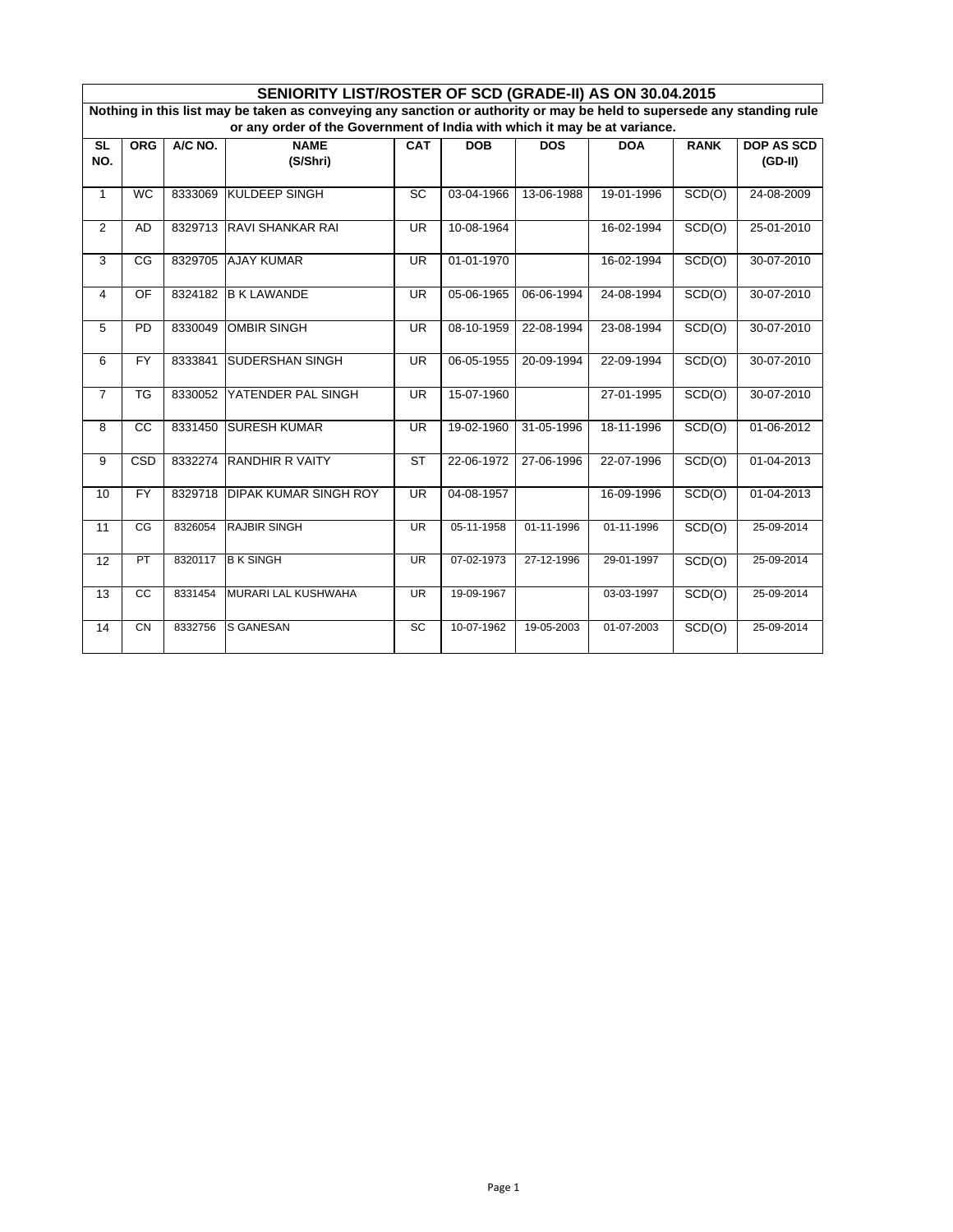# SENIORITY LIST/ROSTER OF SCD (GRADE-II) AS ON 30.04.2015

**Nothing in this list may be taken as conveying any sanction or authority or may be held to supersede any standing rule or any order of the Government of India with which it may be at variance.**

| SL NO. | ORG | A/C NO. | NAME (S/Shri) | CAT | DOB | DOS | DOA | RANK | DOP AS SCD (GD-II) |
|---|---|---|---|---|---|---|---|---|---|
| 1 | WC | 8333069 | KULDEEP SINGH | SC | 03-04-1966 | 13-06-1988 | 19-01-1996 | SCD(O) | 24-08-2009 |
| 2 | AD | 8329713 | RAVI SHANKAR RAI | UR | 10-08-1964 | | 16-02-1994 | SCD(O) | 25-01-2010 |
| 3 | CG | 8329705 | AJAY KUMAR | UR | 01-01-1970 | | 16-02-1994 | SCD(O) | 30-07-2010 |
| 4 | OF | 8324182 | B K LAWANDE | UR | 05-06-1965 | 06-06-1994 | 24-08-1994 | SCD(O) | 30-07-2010 |
| 5 | PD | 8330049 | OMBIR SINGH | UR | 08-10-1959 | 22-08-1994 | 23-08-1994 | SCD(O) | 30-07-2010 |
| 6 | FY | 8333841 | SUDERSHAN SINGH | UR | 06-05-1955 | 20-09-1994 | 22-09-1994 | SCD(O) | 30-07-2010 |
| 7 | TG | 8330052 | YATENDER PAL SINGH | UR | 15-07-1960 | | 27-01-1995 | SCD(O) | 30-07-2010 |
| 8 | CC | 8331450 | SURESH KUMAR | UR | 19-02-1960 | 31-05-1996 | 18-11-1996 | SCD(O) | 01-06-2012 |
| 9 | CSD | 8332274 | RANDHIR R VAITY | ST | 22-06-1972 | 27-06-1996 | 22-07-1996 | SCD(O) | 01-04-2013 |
| 10 | FY | 8329718 | DIPAK KUMAR SINGH ROY | UR | 04-08-1957 | | 16-09-1996 | SCD(O) | 01-04-2013 |
| 11 | CG | 8326054 | RAJBIR SINGH | UR | 05-11-1958 | 01-11-1996 | 01-11-1996 | SCD(O) | 25-09-2014 |
| 12 | PT | 8320117 | B K SINGH | UR | 07-02-1973 | 27-12-1996 | 29-01-1997 | SCD(O) | 25-09-2014 |
| 13 | CC | 8331454 | MURARI LAL KUSHWAHA | UR | 19-09-1967 | | 03-03-1997 | SCD(O) | 25-09-2014 |
| 14 | CN | 8332756 | S GANESAN | SC | 10-07-1962 | 19-05-2003 | 01-07-2003 | SCD(O) | 25-09-2014 |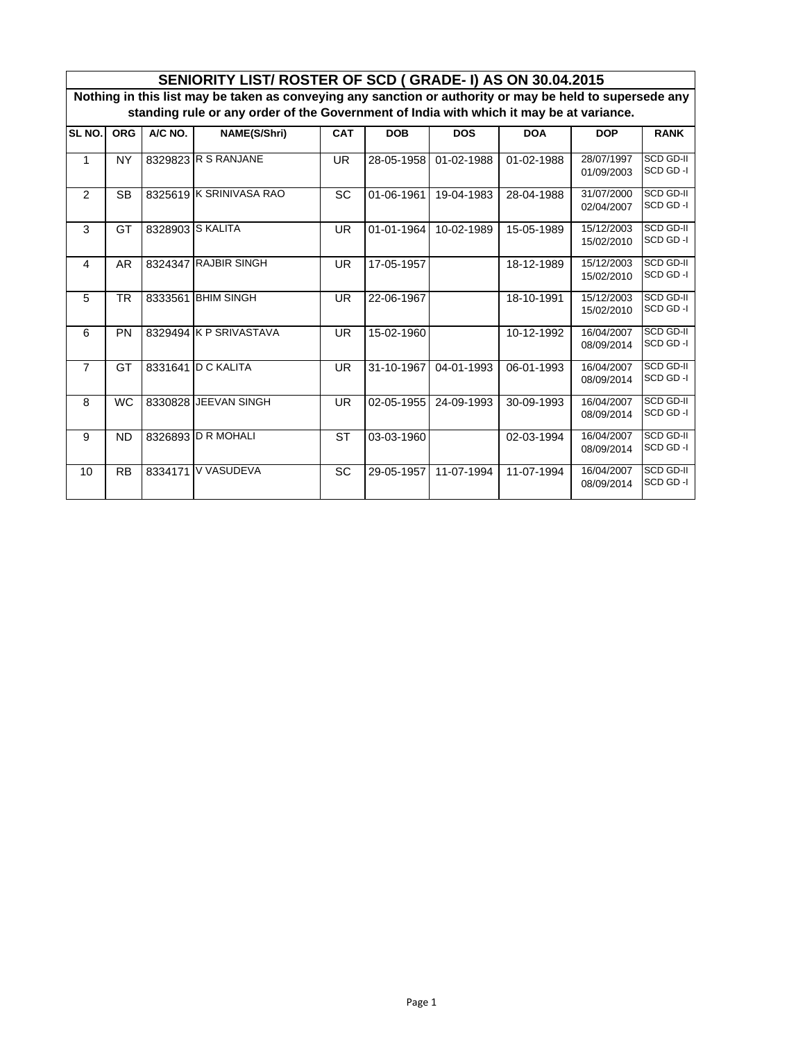# SENIORITY LIST/ ROSTER OF SCD ( GRADE- I) AS ON 30.04.2015

**Nothing in this list may be taken as conveying any sanction or authority or may be held to supersede any standing rule or any order of the Government of India with which it may be at variance.**

| SL NO. | ORG | A/C NO. | NAME(S/Shri) | CAT | DOB | DOS | DOA | DOP | RANK |
|---|---|---|---|---|---|---|---|---|---|
| 1 | NY | 8329823 | R S RANJANE | UR | 28-05-1958 | 01-02-1988 | 01-02-1988 | 28/07/1997<br>01/09/2003 | SCD GD-II<br>SCD GD -I |
| 2 | SB | 8325619 | K SRINIVASA RAO | SC | 01-06-1961 | 19-04-1983 | 28-04-1988 | 31/07/2000<br>02/04/2007 | SCD GD-II<br>SCD GD -I |
| 3 | GT | 8328903 | S KALITA | UR | 01-01-1964 | 10-02-1989 | 15-05-1989 | 15/12/2003<br>15/02/2010 | SCD GD-II<br>SCD GD -I |
| 4 | AR | 8324347 | RAJBIR SINGH | UR | 17-05-1957 | | 18-12-1989 | 15/12/2003<br>15/02/2010 | SCD GD-II<br>SCD GD -I |
| 5 | TR | 8333561 | BHIM SINGH | UR | 22-06-1967 | | 18-10-1991 | 15/12/2003<br>15/02/2010 | SCD GD-II<br>SCD GD -I |
| 6 | PN | 8329494 | K P SRIVASTAVA | UR | 15-02-1960 | | 10-12-1992 | 16/04/2007<br>08/09/2014 | SCD GD-II<br>SCD GD -I |
| 7 | GT | 8331641 | D C KALITA | UR | 31-10-1967 | 04-01-1993 | 06-01-1993 | 16/04/2007<br>08/09/2014 | SCD GD-II<br>SCD GD -I |
| 8 | WC | 8330828 | JEEVAN SINGH | UR | 02-05-1955 | 24-09-1993 | 30-09-1993 | 16/04/2007<br>08/09/2014 | SCD GD-II<br>SCD GD -I |
| 9 | ND | 8326893 | D R MOHALI | ST | 03-03-1960 | | 02-03-1994 | 16/04/2007<br>08/09/2014 | SCD GD-II<br>SCD GD -I |
| 10 | RB | 8334171 | V VASUDEVA | SC | 29-05-1957 | 11-07-1994 | 11-07-1994 | 16/04/2007<br>08/09/2014 | SCD GD-II<br>SCD GD -I |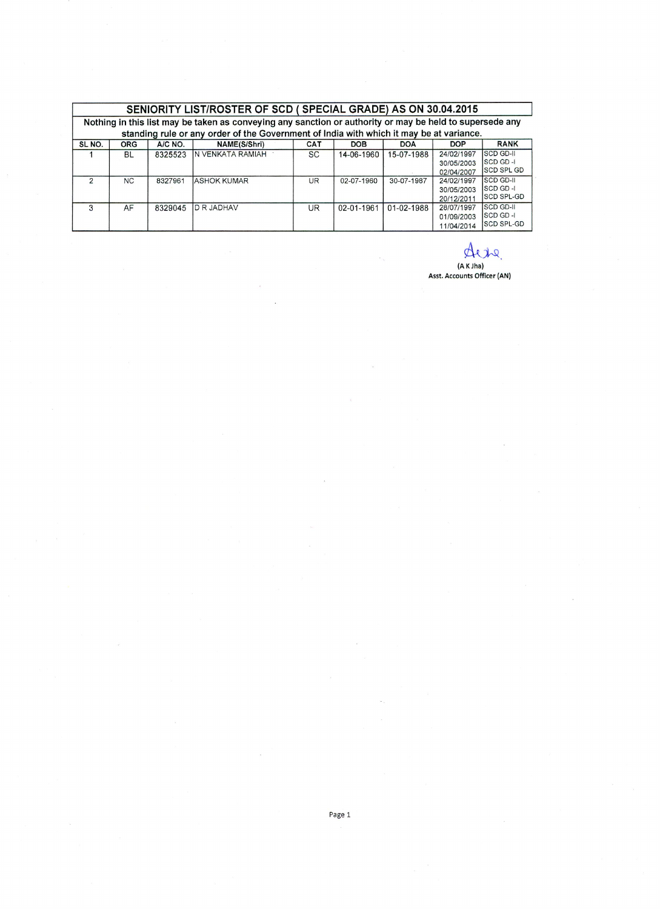## SENIORITY LIST/ROSTER OF SCD ( SPECIAL GRADE) AS ON 30.04.2015

**Nothing in this list may be taken as conveying any sanction or authority or may be held to supersede any standing rule or any order of the Government of India with which it may be at variance.**

| SL NO. | ORG | A/C NO. | NAME(S/Shri) | CAT | DOB | DOA | DOP | RANK |
|---|---|---|---|---|---|---|---|---|
| 1 | BL | 8325523 | N VENKATA RAMIAH | SC | 14-06-1960 | 15-07-1988 | 24/02/1997<br>30/05/2003<br>02/04/2007 | SCD GD-II<br>SCD GD -I<br>SCD SPL GD |
| 2 | NC | 8327961 | ASHOK KUMAR | UR | 02-07-1960 | 30-07-1987 | 24/02/1997<br>30/05/2003<br>20/12/2011 | SCD GD-II<br>SCD GD -I<br>SCD SPL-GD |
| 3 | AF | 8329045 | D R JADHAV | UR | 02-01-1961 | 01-02-1988 | 28/07/1997<br>01/09/2003<br>11/04/2014 | SCD GD-II<br>SCD GD -I<br>SCD SPL-GD |

(A K Jha)
Asst. Accounts Officer (AN)